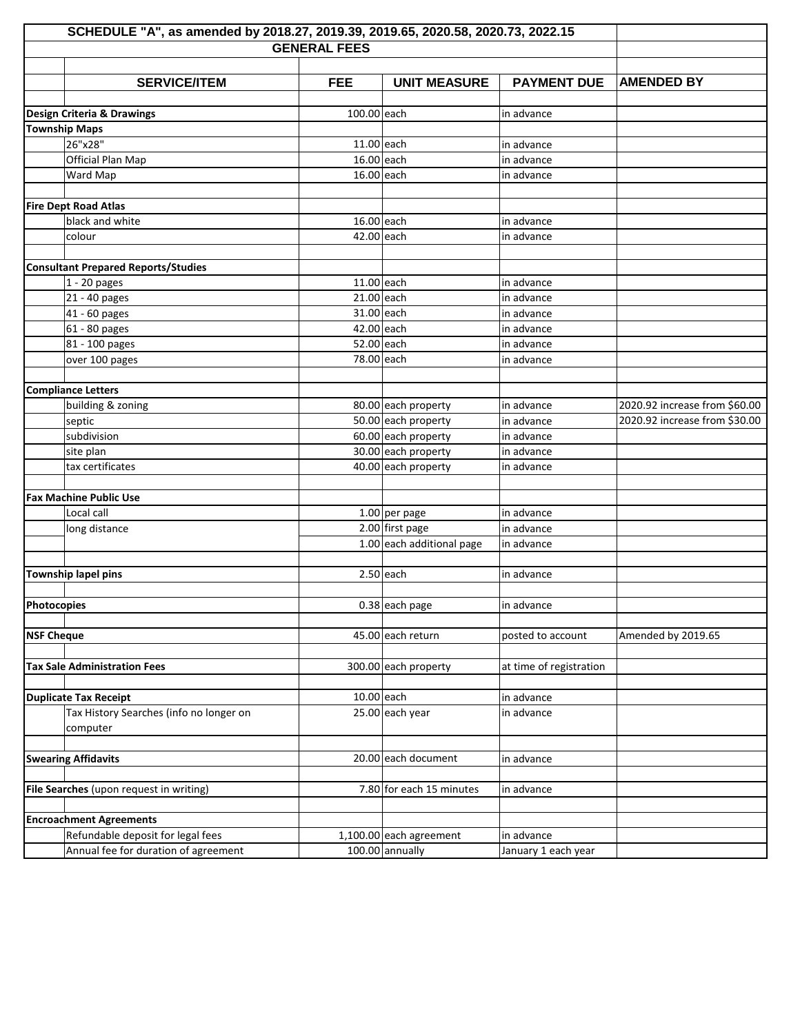## SCHEDULE "A", as amended by 2018.27, 2019.39, 2019.65, 2020.58, 2020.73, 2022.15

### GENERAL FEES

| SERVICE/ITEM | | FEE | UNIT MEASURE | PAYMENT DUE | AMENDED BY |
|---|---|---|---|---|---|
| **Design Criteria & Drawings** | | 100.00 | each | in advance | |
| **Township Maps** | | | | | |
| | 26"x28" | 11.00 | each | in advance | |
| | Official Plan Map | 16.00 | each | in advance | |
| | Ward Map | 16.00 | each | in advance | |
| **Fire Dept Road Atlas** | | | | | |
| | black and white | 16.00 | each | in advance | |
| | colour | 42.00 | each | in advance | |
| **Consultant Prepared Reports/Studies** | | | | | |
| | 1 - 20 pages | 11.00 | each | in advance | |
| | 21 - 40 pages | 21.00 | each | in advance | |
| | 41 - 60 pages | 31.00 | each | in advance | |
| | 61 - 80 pages | 42.00 | each | in advance | |
| | 81 - 100 pages | 52.00 | each | in advance | |
| | over 100 pages | 78.00 | each | in advance | |
| **Compliance Letters** | | | | | |
| | building & zoning | 80.00 | each property | in advance | 2020.92 increase from $60.00 |
| | septic | 50.00 | each property | in advance | 2020.92 increase from $30.00 |
| | subdivision | 60.00 | each property | in advance | |
| | site plan | 30.00 | each property | in advance | |
| | tax certificates | 40.00 | each property | in advance | |
| **Fax Machine Public Use** | | | | | |
| | Local call | 1.00 | per page | in advance | |
| | long distance | 2.00 | first page | in advance | |
| | | 1.00 | each additional page | in advance | |
| **Township lapel pins** | | 2.50 | each | in advance | |
| **Photocopies** | | 0.38 | each page | in advance | |
| **NSF Cheque** | | 45.00 | each return | posted to account | Amended by 2019.65 |
| **Tax Sale Administration Fees** | | 300.00 | each property | at time of registration | |
| **Duplicate Tax Receipt** | | 10.00 | each | in advance | |
| | Tax History Searches (info no longer on computer | 25.00 | each year | in advance | |
| **Swearing Affidavits** | | 20.00 | each document | in advance | |
| **File Searches** (upon request in writing) | | 7.80 | for each 15 minutes | in advance | |
| **Encroachment Agreements** | | | | | |
| | Refundable deposit for legal fees | 1,100.00 | each agreement | in advance | |
| | Annual fee for duration of agreement | 100.00 | annually | January 1 each year | |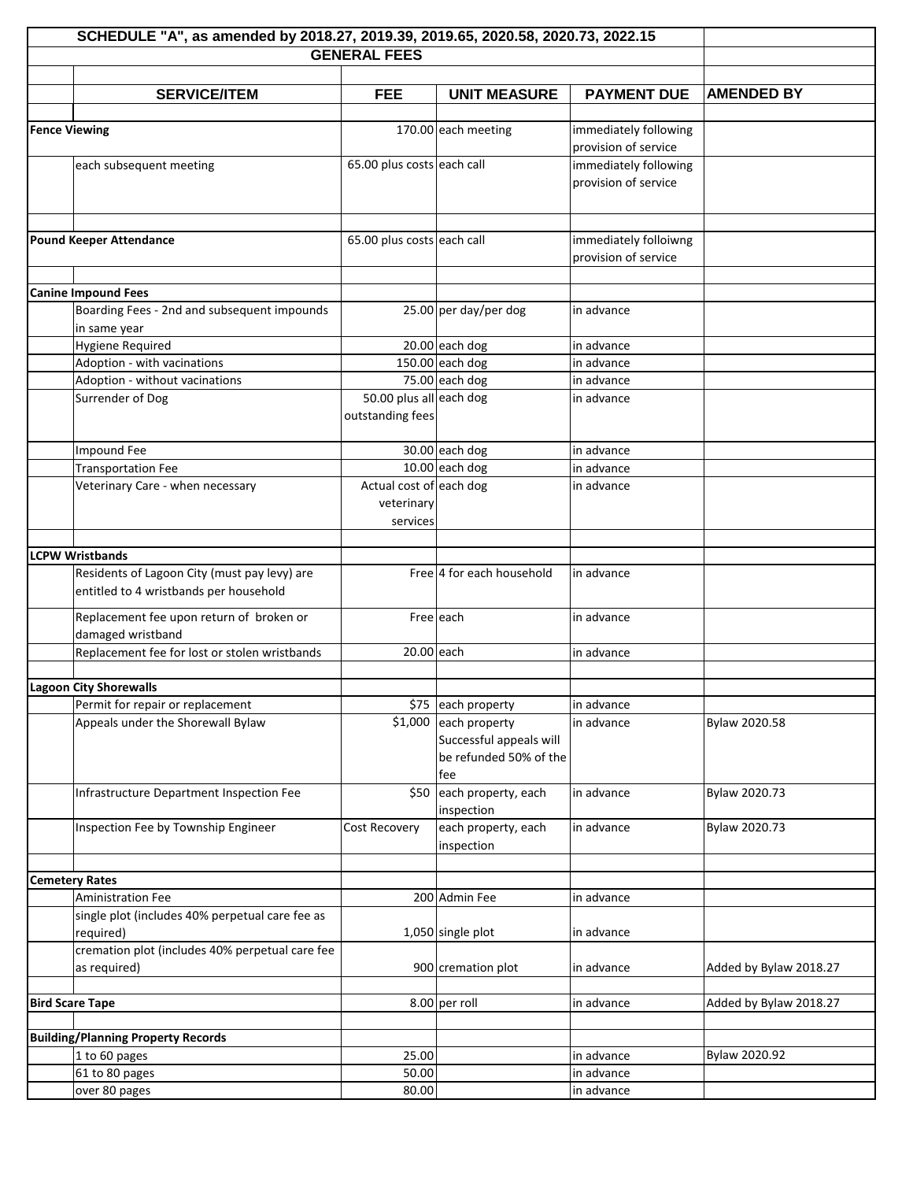## SCHEDULE "A", as amended by 2018.27, 2019.39, 2019.65, 2020.58, 2020.73, 2022.15

### GENERAL FEES

| | SERVICE/ITEM | FEE | UNIT MEASURE | PAYMENT DUE | AMENDED BY |
|---|---|---|---|---|---|
| **Fence Viewing** | | 170.00 | each meeting | immediately following provision of service | |
| | each subsequent meeting | 65.00 plus costs | each call | immediately following provision of service | |
| **Pound Keeper Attendance** | | 65.00 plus costs | each call | immediately folloiwng provision of service | |
| **Canine Impound Fees** | | | | | |
| | Boarding Fees - 2nd and subsequent impounds in same year | 25.00 | per day/per dog | in advance | |
| | Hygiene Required | 20.00 | each dog | in advance | |
| | Adoption - with vacinations | 150.00 | each dog | in advance | |
| | Adoption - without vacinations | 75.00 | each dog | in advance | |
| | Surrender of Dog | 50.00 plus all outstanding fees | each dog | in advance | |
| | Impound Fee | 30.00 | each dog | in advance | |
| | Transportation Fee | 10.00 | each dog | in advance | |
| | Veterinary Care - when necessary | Actual cost of veterinary services | each dog | in advance | |
| **LCPW Wristbands** | | | | | |
| | Residents of Lagoon City (must pay levy) are entitled to 4 wristbands per household | Free | 4 for each household | in advance | |
| | Replacement fee upon return of broken or damaged wristband | Free | each | in advance | |
| | Replacement fee for lost or stolen wristbands | 20.00 | each | in advance | |
| **Lagoon City Shorewalls** | | | | | |
| | Permit for repair or replacement | $75 | each property | in advance | |
| | Appeals under the Shorewall Bylaw | $1,000 | each property Successful appeals will be refunded 50% of the fee | in advance | Bylaw 2020.58 |
| | Infrastructure Department Inspection Fee | $50 | each property, each inspection | in advance | Bylaw 2020.73 |
| | Inspection Fee by Township Engineer | Cost Recovery | each property, each inspection | in advance | Bylaw 2020.73 |
| **Cemetery Rates** | | | | | |
| | Aministration Fee | 200 | Admin Fee | in advance | |
| | single plot (includes 40% perpetual care fee as required) | 1,050 | single plot | in advance | |
| | cremation plot (includes 40% perpetual care fee as required) | 900 | cremation plot | in advance | Added by Bylaw 2018.27 |
| **Bird Scare Tape** | | 8.00 | per roll | in advance | Added by Bylaw 2018.27 |
| **Building/Planning Property Records** | | | | | |
| | 1 to 60 pages | 25.00 | | in advance | Bylaw 2020.92 |
| | 61 to 80 pages | 50.00 | | in advance | |
| | over 80 pages | 80.00 | | in advance | |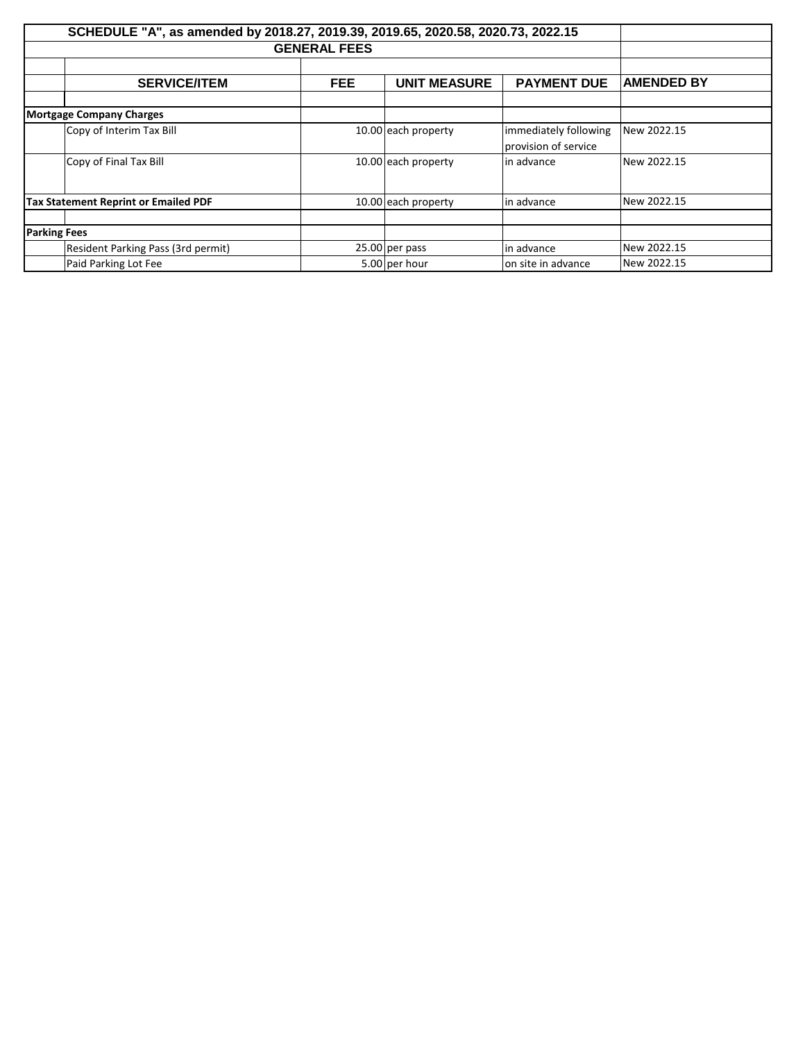# SCHEDULE "A", as amended by 2018.27, 2019.39, 2019.65, 2020.58, 2020.73, 2022.15

## GENERAL FEES

| | SERVICE/ITEM | FEE | UNIT MEASURE | PAYMENT DUE | AMENDED BY |
|---|---|---|---|---|---|
| **Mortgage Company Charges** | | | | | |
| | Copy of Interim Tax Bill | 10.00 | each property | immediately following provision of service | New 2022.15 |
| | Copy of Final Tax Bill | 10.00 | each property | in advance | New 2022.15 |
| **Tax Statement Reprint or Emailed PDF** | | 10.00 | each property | in advance | New 2022.15 |
| | | | | | |
| **Parking Fees** | | | | | |
| | Resident Parking Pass (3rd permit) | 25.00 | per pass | in advance | New 2022.15 |
| | Paid Parking Lot Fee | 5.00 | per hour | on site in advance | New 2022.15 |